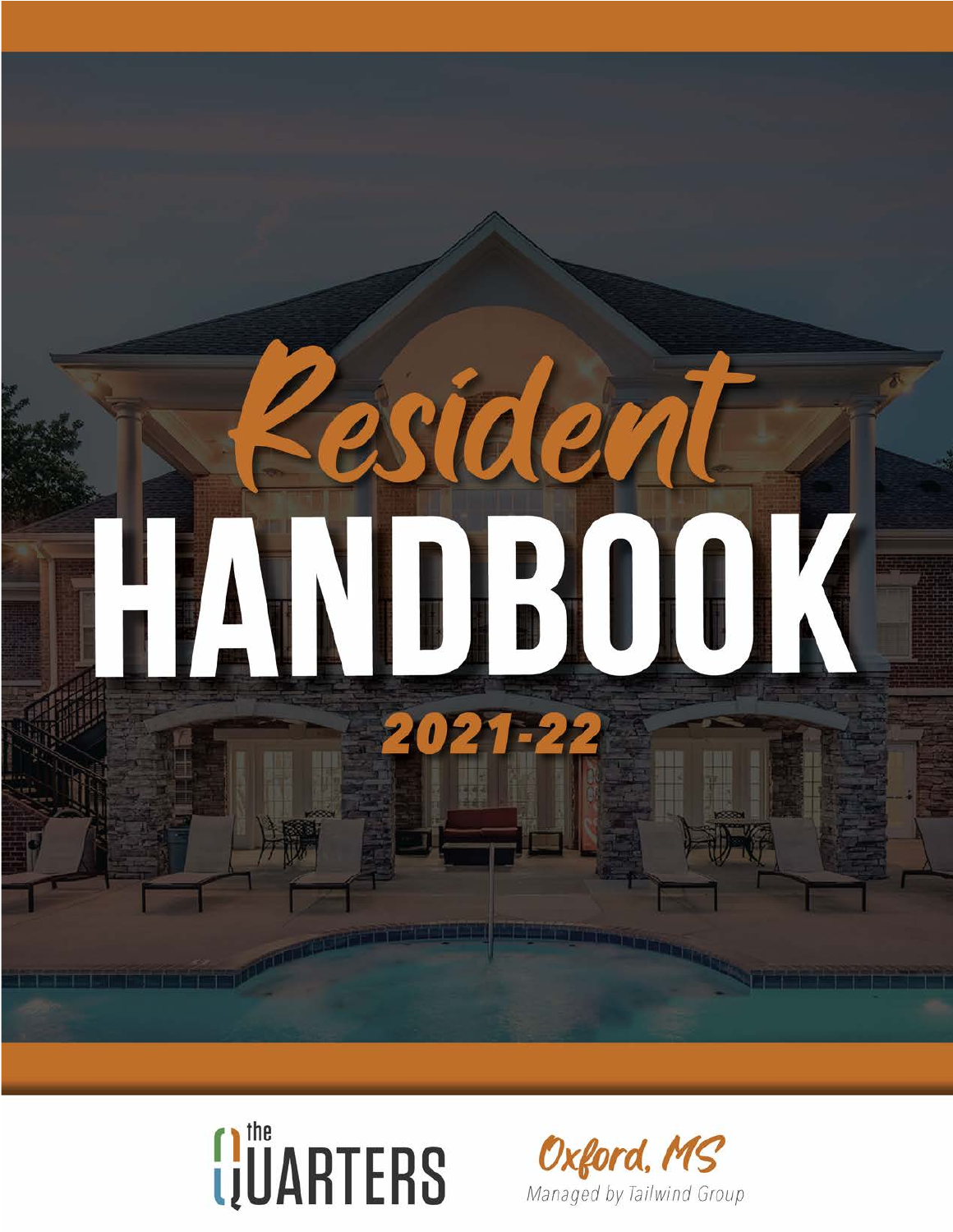# Resident HANDBOOK

## 2021-22

the QUARTERS

Oxford, MS

*Managed by Tailwind Group*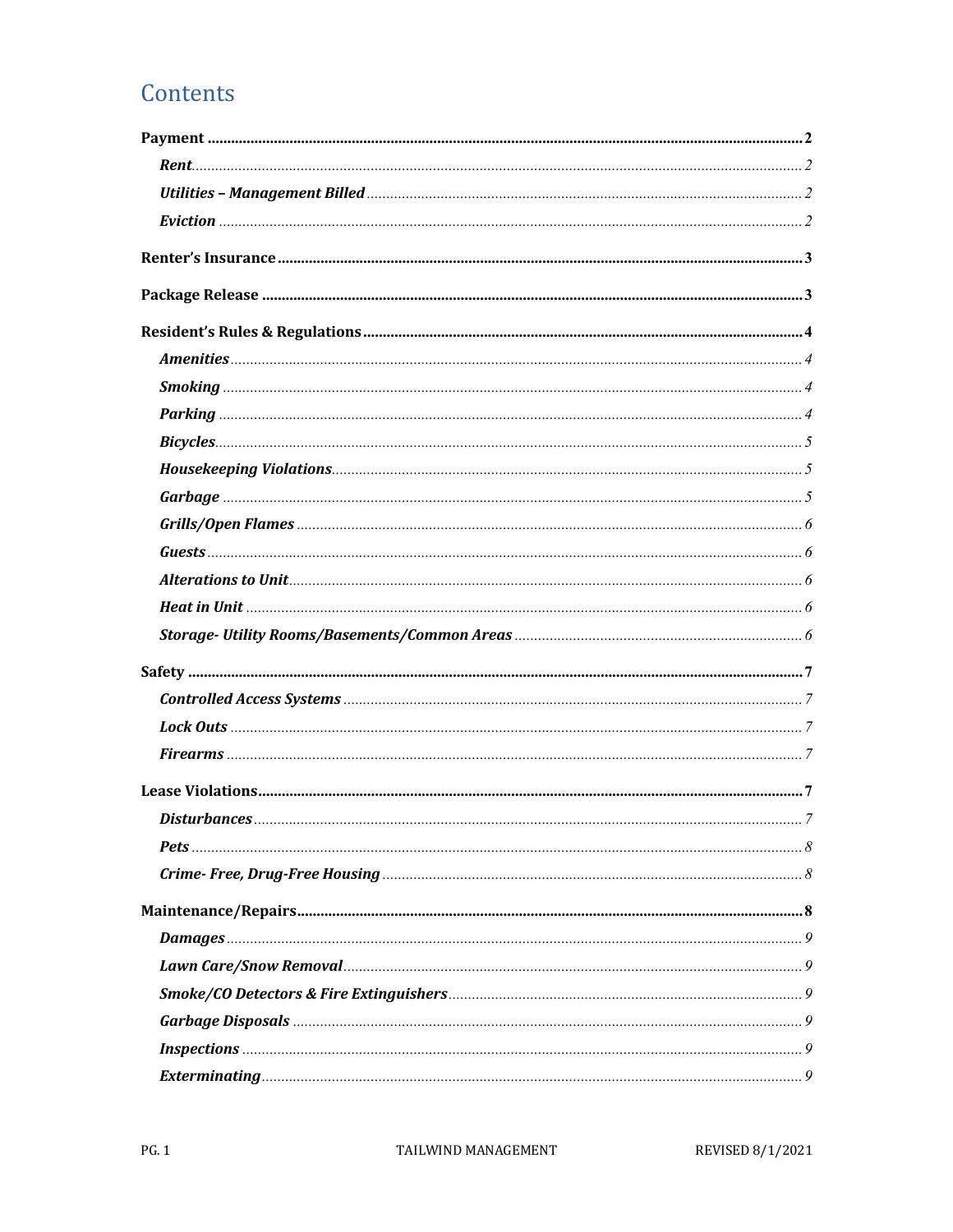# Contents

**Payment** ..... **2**

*Rent* ..... *2*

*Utilities – Management Billed* ..... *2*

*Eviction* ..... *2*

**Renter's Insurance** ..... **3**

**Package Release** ..... **3**

**Resident's Rules & Regulations** ..... **4**

*Amenities* ..... *4*

*Smoking* ..... *4*

*Parking* ..... *4*

*Bicycles* ..... *5*

*Housekeeping Violations* ..... *5*

*Garbage* ..... *5*

*Grills/Open Flames* ..... *6*

*Guests* ..... *6*

*Alterations to Unit* ..... *6*

*Heat in Unit* ..... *6*

*Storage- Utility Rooms/Basements/Common Areas* ..... *6*

**Safety** ..... **7**

*Controlled Access Systems* ..... *7*

*Lock Outs* ..... *7*

*Firearms* ..... *7*

**Lease Violations** ..... **7**

*Disturbances* ..... *7*

*Pets* ..... *8*

*Crime- Free, Drug-Free Housing* ..... *8*

**Maintenance/Repairs** ..... **8**

*Damages* ..... *9*

*Lawn Care/Snow Removal* ..... *9*

*Smoke/CO Detectors & Fire Extinguishers* ..... *9*

*Garbage Disposals* ..... *9*

*Inspections* ..... *9*

*Exterminating* ..... *9*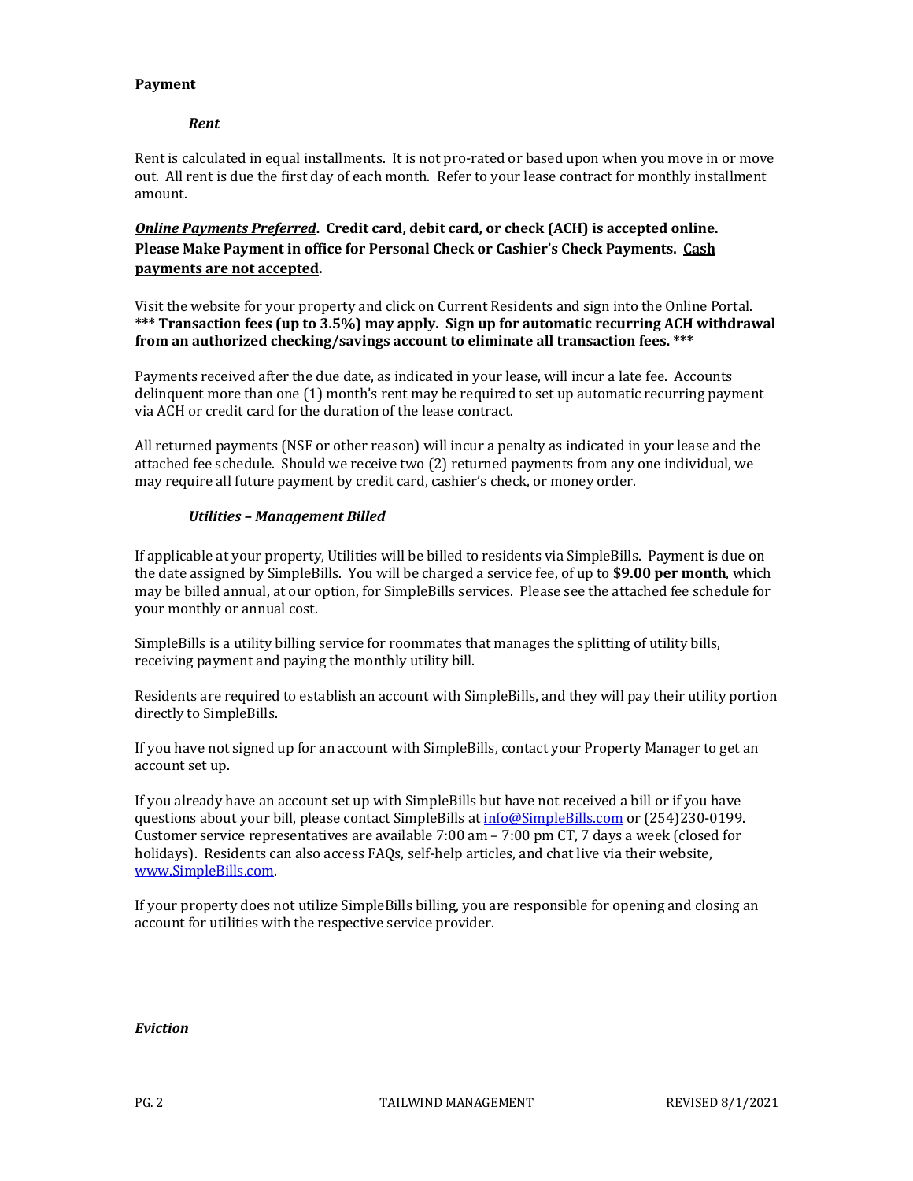**Payment**

***Rent***

Rent is calculated in equal installments. It is not pro-rated or based upon when you move in or move out. All rent is due the first day of each month. Refer to your lease contract for monthly installment amount.

***Online Payments Preferred*. Credit card, debit card, or check (ACH) is accepted online. Please Make Payment in office for Personal Check or Cashier's Check Payments. Cash payments are not accepted.**

Visit the website for your property and click on Current Residents and sign into the Online Portal. **\*\*\* Transaction fees (up to 3.5%) may apply. Sign up for automatic recurring ACH withdrawal from an authorized checking/savings account to eliminate all transaction fees. \*\*\***

Payments received after the due date, as indicated in your lease, will incur a late fee. Accounts delinquent more than one (1) month's rent may be required to set up automatic recurring payment via ACH or credit card for the duration of the lease contract.

All returned payments (NSF or other reason) will incur a penalty as indicated in your lease and the attached fee schedule. Should we receive two (2) returned payments from any one individual, we may require all future payment by credit card, cashier's check, or money order.

***Utilities – Management Billed***

If applicable at your property, Utilities will be billed to residents via SimpleBills. Payment is due on the date assigned by SimpleBills. You will be charged a service fee, of up to **$9.00 per month**, which may be billed annual, at our option, for SimpleBills services. Please see the attached fee schedule for your monthly or annual cost.

SimpleBills is a utility billing service for roommates that manages the splitting of utility bills, receiving payment and paying the monthly utility bill.

Residents are required to establish an account with SimpleBills, and they will pay their utility portion directly to SimpleBills.

If you have not signed up for an account with SimpleBills, contact your Property Manager to get an account set up.

If you already have an account set up with SimpleBills but have not received a bill or if you have questions about your bill, please contact SimpleBills at info@SimpleBills.com or (254)230-0199. Customer service representatives are available 7:00 am – 7:00 pm CT, 7 days a week (closed for holidays). Residents can also access FAQs, self-help articles, and chat live via their website, www.SimpleBills.com.

If your property does not utilize SimpleBills billing, you are responsible for opening and closing an account for utilities with the respective service provider.

***Eviction***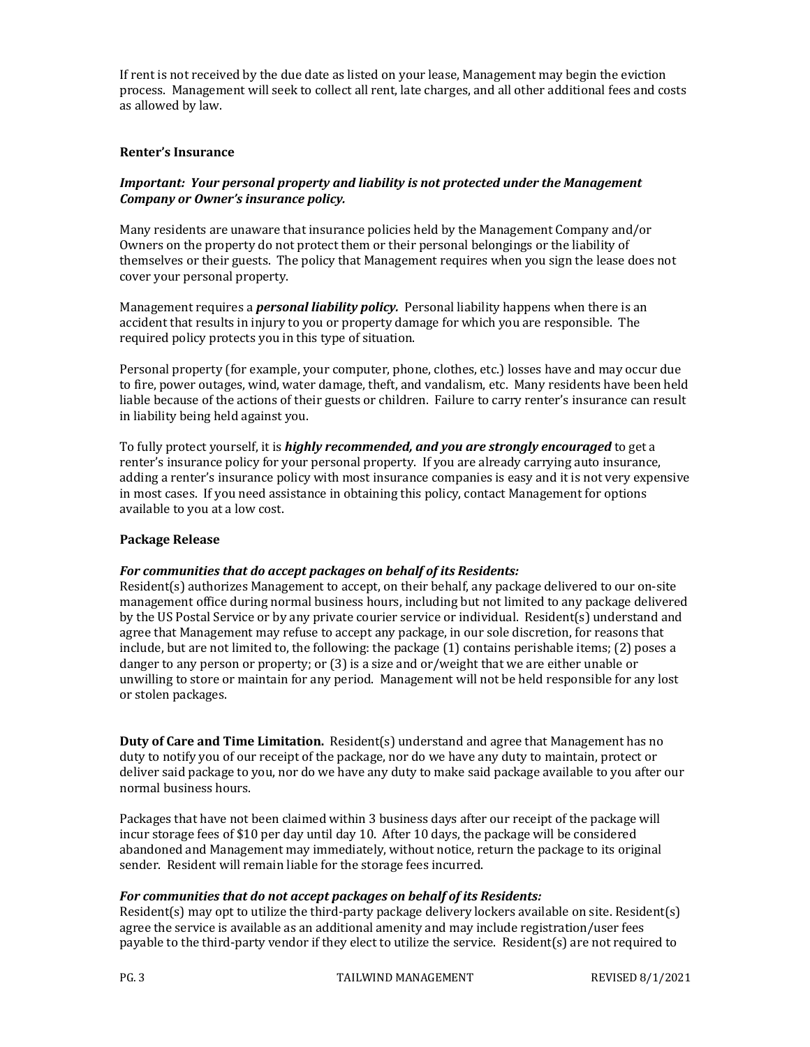If rent is not received by the due date as listed on your lease, Management may begin the eviction process. Management will seek to collect all rent, late charges, and all other additional fees and costs as allowed by law.

### Renter's Insurance

***Important: Your personal property and liability is not protected under the Management Company or Owner's insurance policy.***

Many residents are unaware that insurance policies held by the Management Company and/or Owners on the property do not protect them or their personal belongings or the liability of themselves or their guests. The policy that Management requires when you sign the lease does not cover your personal property.

Management requires a ***personal liability policy.*** Personal liability happens when there is an accident that results in injury to you or property damage for which you are responsible. The required policy protects you in this type of situation.

Personal property (for example, your computer, phone, clothes, etc.) losses have and may occur due to fire, power outages, wind, water damage, theft, and vandalism, etc. Many residents have been held liable because of the actions of their guests or children. Failure to carry renter's insurance can result in liability being held against you.

To fully protect yourself, it is ***highly recommended, and you are strongly encouraged*** to get a renter's insurance policy for your personal property. If you are already carrying auto insurance, adding a renter's insurance policy with most insurance companies is easy and it is not very expensive in most cases. If you need assistance in obtaining this policy, contact Management for options available to you at a low cost.

### Package Release

***For communities that do accept packages on behalf of its Residents:***
Resident(s) authorizes Management to accept, on their behalf, any package delivered to our on-site management office during normal business hours, including but not limited to any package delivered by the US Postal Service or by any private courier service or individual. Resident(s) understand and agree that Management may refuse to accept any package, in our sole discretion, for reasons that include, but are not limited to, the following: the package (1) contains perishable items; (2) poses a danger to any person or property; or (3) is a size and or/weight that we are either unable or unwilling to store or maintain for any period. Management will not be held responsible for any lost or stolen packages.

**Duty of Care and Time Limitation.** Resident(s) understand and agree that Management has no duty to notify you of our receipt of the package, nor do we have any duty to maintain, protect or deliver said package to you, nor do we have any duty to make said package available to you after our normal business hours.

Packages that have not been claimed within 3 business days after our receipt of the package will incur storage fees of $10 per day until day 10. After 10 days, the package will be considered abandoned and Management may immediately, without notice, return the package to its original sender. Resident will remain liable for the storage fees incurred.

***For communities that do not accept packages on behalf of its Residents:***
Resident(s) may opt to utilize the third-party package delivery lockers available on site. Resident(s) agree the service is available as an additional amenity and may include registration/user fees payable to the third-party vendor if they elect to utilize the service. Resident(s) are not required to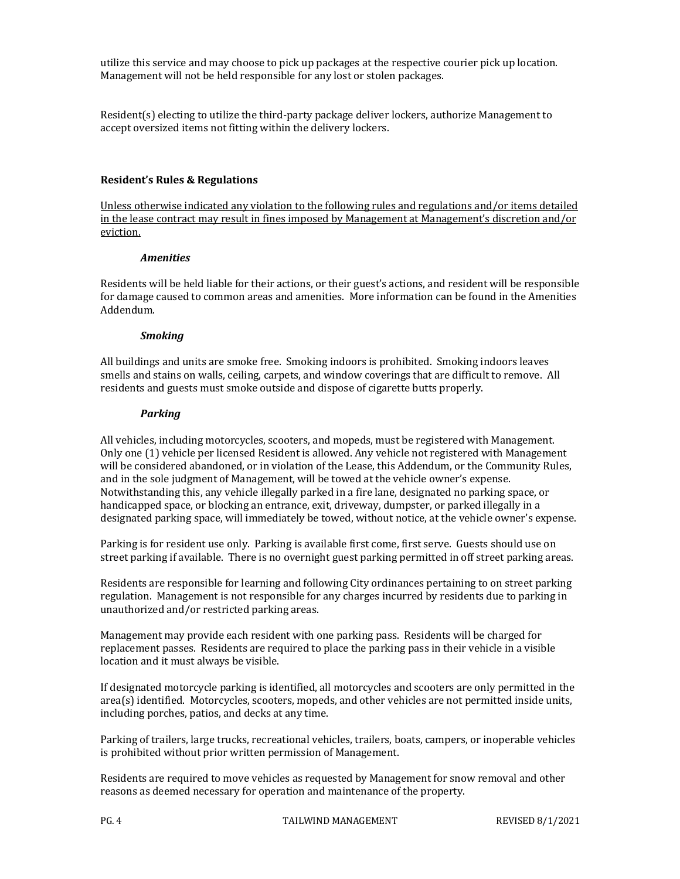utilize this service and may choose to pick up packages at the respective courier pick up location. Management will not be held responsible for any lost or stolen packages.

Resident(s) electing to utilize the third-party package deliver lockers, authorize Management to accept oversized items not fitting within the delivery lockers.

## Resident's Rules & Regulations

<u>Unless otherwise indicated any violation to the following rules and regulations and/or items detailed in the lease contract may result in fines imposed by Management at Management's discretion and/or eviction.</u>

### *Amenities*

Residents will be held liable for their actions, or their guest's actions, and resident will be responsible for damage caused to common areas and amenities. More information can be found in the Amenities Addendum.

### *Smoking*

All buildings and units are smoke free. Smoking indoors is prohibited. Smoking indoors leaves smells and stains on walls, ceiling, carpets, and window coverings that are difficult to remove. All residents and guests must smoke outside and dispose of cigarette butts properly.

### *Parking*

All vehicles, including motorcycles, scooters, and mopeds, must be registered with Management. Only one (1) vehicle per licensed Resident is allowed. Any vehicle not registered with Management will be considered abandoned, or in violation of the Lease, this Addendum, or the Community Rules, and in the sole judgment of Management, will be towed at the vehicle owner's expense. Notwithstanding this, any vehicle illegally parked in a fire lane, designated no parking space, or handicapped space, or blocking an entrance, exit, driveway, dumpster, or parked illegally in a designated parking space, will immediately be towed, without notice, at the vehicle owner's expense.

Parking is for resident use only. Parking is available first come, first serve. Guests should use on street parking if available. There is no overnight guest parking permitted in off street parking areas.

Residents are responsible for learning and following City ordinances pertaining to on street parking regulation. Management is not responsible for any charges incurred by residents due to parking in unauthorized and/or restricted parking areas.

Management may provide each resident with one parking pass. Residents will be charged for replacement passes. Residents are required to place the parking pass in their vehicle in a visible location and it must always be visible.

If designated motorcycle parking is identified, all motorcycles and scooters are only permitted in the area(s) identified. Motorcycles, scooters, mopeds, and other vehicles are not permitted inside units, including porches, patios, and decks at any time.

Parking of trailers, large trucks, recreational vehicles, trailers, boats, campers, or inoperable vehicles is prohibited without prior written permission of Management.

Residents are required to move vehicles as requested by Management for snow removal and other reasons as deemed necessary for operation and maintenance of the property.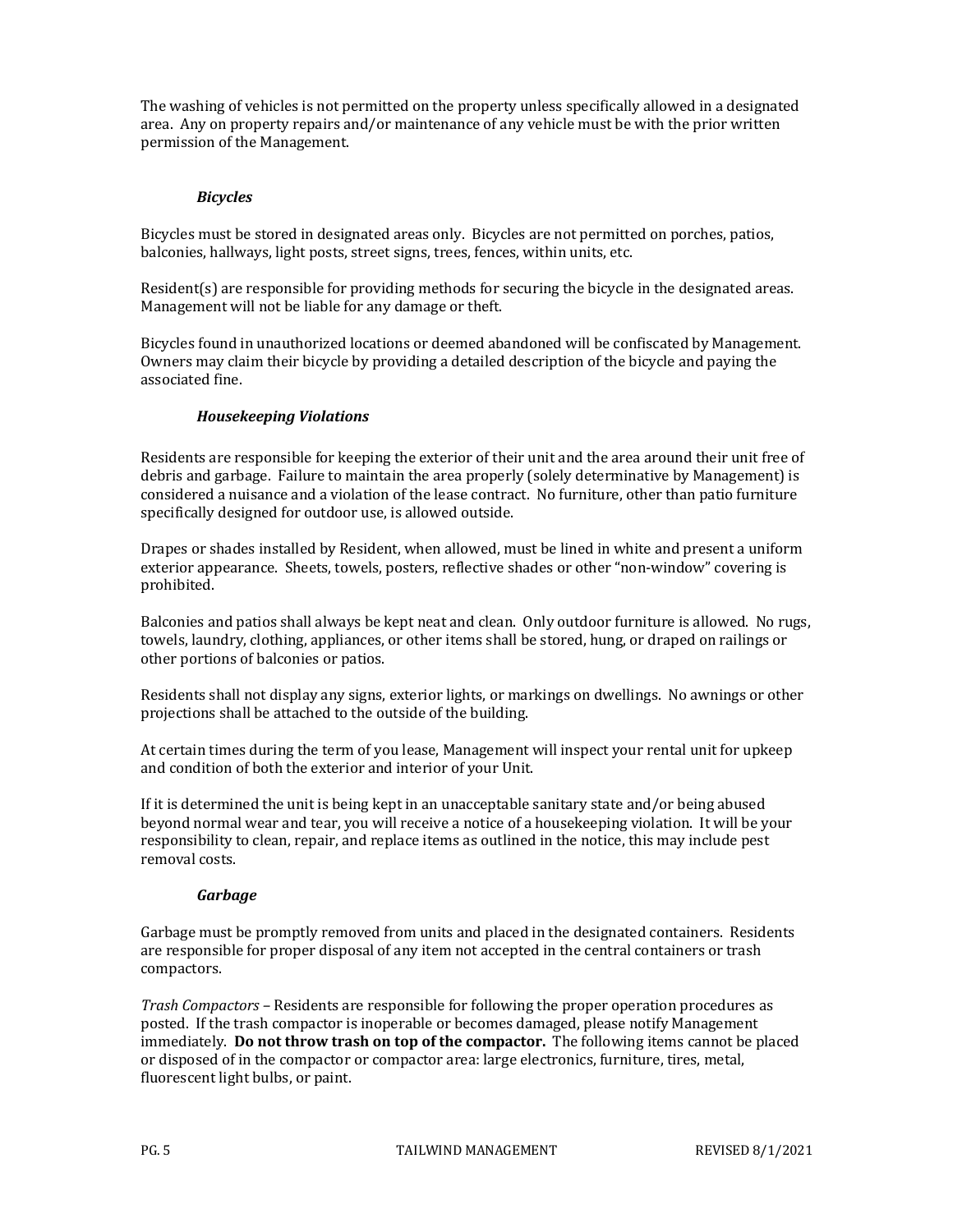The washing of vehicles is not permitted on the property unless specifically allowed in a designated area. Any on property repairs and/or maintenance of any vehicle must be with the prior written permission of the Management.

### *Bicycles*

Bicycles must be stored in designated areas only. Bicycles are not permitted on porches, patios, balconies, hallways, light posts, street signs, trees, fences, within units, etc.

Resident(s) are responsible for providing methods for securing the bicycle in the designated areas. Management will not be liable for any damage or theft.

Bicycles found in unauthorized locations or deemed abandoned will be confiscated by Management. Owners may claim their bicycle by providing a detailed description of the bicycle and paying the associated fine.

### *Housekeeping Violations*

Residents are responsible for keeping the exterior of their unit and the area around their unit free of debris and garbage. Failure to maintain the area properly (solely determinative by Management) is considered a nuisance and a violation of the lease contract. No furniture, other than patio furniture specifically designed for outdoor use, is allowed outside.

Drapes or shades installed by Resident, when allowed, must be lined in white and present a uniform exterior appearance. Sheets, towels, posters, reflective shades or other "non-window" covering is prohibited.

Balconies and patios shall always be kept neat and clean. Only outdoor furniture is allowed. No rugs, towels, laundry, clothing, appliances, or other items shall be stored, hung, or draped on railings or other portions of balconies or patios.

Residents shall not display any signs, exterior lights, or markings on dwellings. No awnings or other projections shall be attached to the outside of the building.

At certain times during the term of you lease, Management will inspect your rental unit for upkeep and condition of both the exterior and interior of your Unit.

If it is determined the unit is being kept in an unacceptable sanitary state and/or being abused beyond normal wear and tear, you will receive a notice of a housekeeping violation. It will be your responsibility to clean, repair, and replace items as outlined in the notice, this may include pest removal costs.

### *Garbage*

Garbage must be promptly removed from units and placed in the designated containers. Residents are responsible for proper disposal of any item not accepted in the central containers or trash compactors.

*Trash Compactors* – Residents are responsible for following the proper operation procedures as posted. If the trash compactor is inoperable or becomes damaged, please notify Management immediately. **Do not throw trash on top of the compactor.** The following items cannot be placed or disposed of in the compactor or compactor area: large electronics, furniture, tires, metal, fluorescent light bulbs, or paint.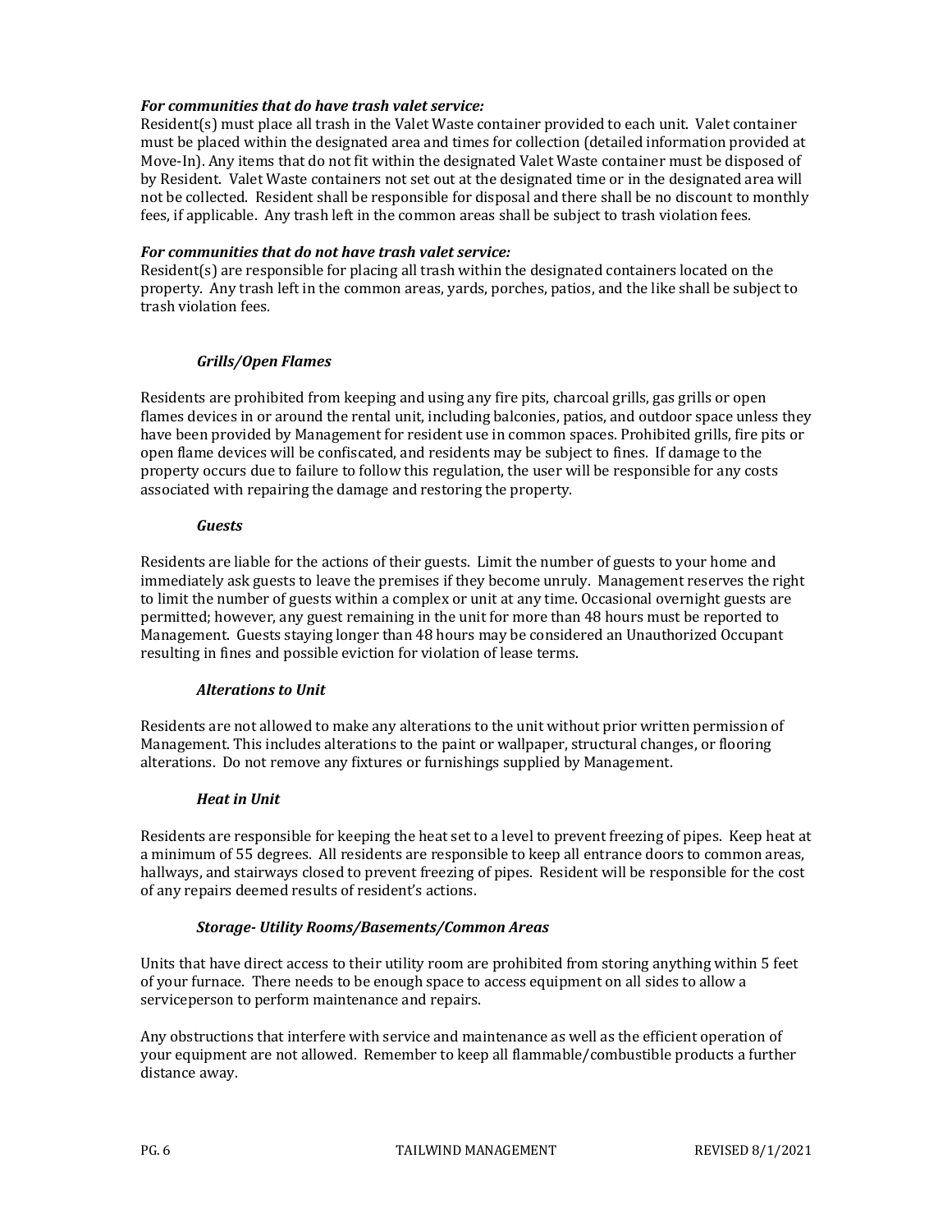***For communities that do have trash valet service:***
Resident(s) must place all trash in the Valet Waste container provided to each unit. Valet container must be placed within the designated area and times for collection (detailed information provided at Move-In). Any items that do not fit within the designated Valet Waste container must be disposed of by Resident. Valet Waste containers not set out at the designated time or in the designated area will not be collected. Resident shall be responsible for disposal and there shall be no discount to monthly fees, if applicable. Any trash left in the common areas shall be subject to trash violation fees.

***For communities that do not have trash valet service:***
Resident(s) are responsible for placing all trash within the designated containers located on the property. Any trash left in the common areas, yards, porches, patios, and the like shall be subject to trash violation fees.

### *Grills/Open Flames*

Residents are prohibited from keeping and using any fire pits, charcoal grills, gas grills or open flames devices in or around the rental unit, including balconies, patios, and outdoor space unless they have been provided by Management for resident use in common spaces. Prohibited grills, fire pits or open flame devices will be confiscated, and residents may be subject to fines. If damage to the property occurs due to failure to follow this regulation, the user will be responsible for any costs associated with repairing the damage and restoring the property.

### *Guests*

Residents are liable for the actions of their guests. Limit the number of guests to your home and immediately ask guests to leave the premises if they become unruly. Management reserves the right to limit the number of guests within a complex or unit at any time. Occasional overnight guests are permitted; however, any guest remaining in the unit for more than 48 hours must be reported to Management. Guests staying longer than 48 hours may be considered an Unauthorized Occupant resulting in fines and possible eviction for violation of lease terms.

### *Alterations to Unit*

Residents are not allowed to make any alterations to the unit without prior written permission of Management. This includes alterations to the paint or wallpaper, structural changes, or flooring alterations. Do not remove any fixtures or furnishings supplied by Management.

### *Heat in Unit*

Residents are responsible for keeping the heat set to a level to prevent freezing of pipes. Keep heat at a minimum of 55 degrees. All residents are responsible to keep all entrance doors to common areas, hallways, and stairways closed to prevent freezing of pipes. Resident will be responsible for the cost of any repairs deemed results of resident's actions.

### *Storage- Utility Rooms/Basements/Common Areas*

Units that have direct access to their utility room are prohibited from storing anything within 5 feet of your furnace. There needs to be enough space to access equipment on all sides to allow a serviceperson to perform maintenance and repairs.

Any obstructions that interfere with service and maintenance as well as the efficient operation of your equipment are not allowed. Remember to keep all flammable/combustible products a further distance away.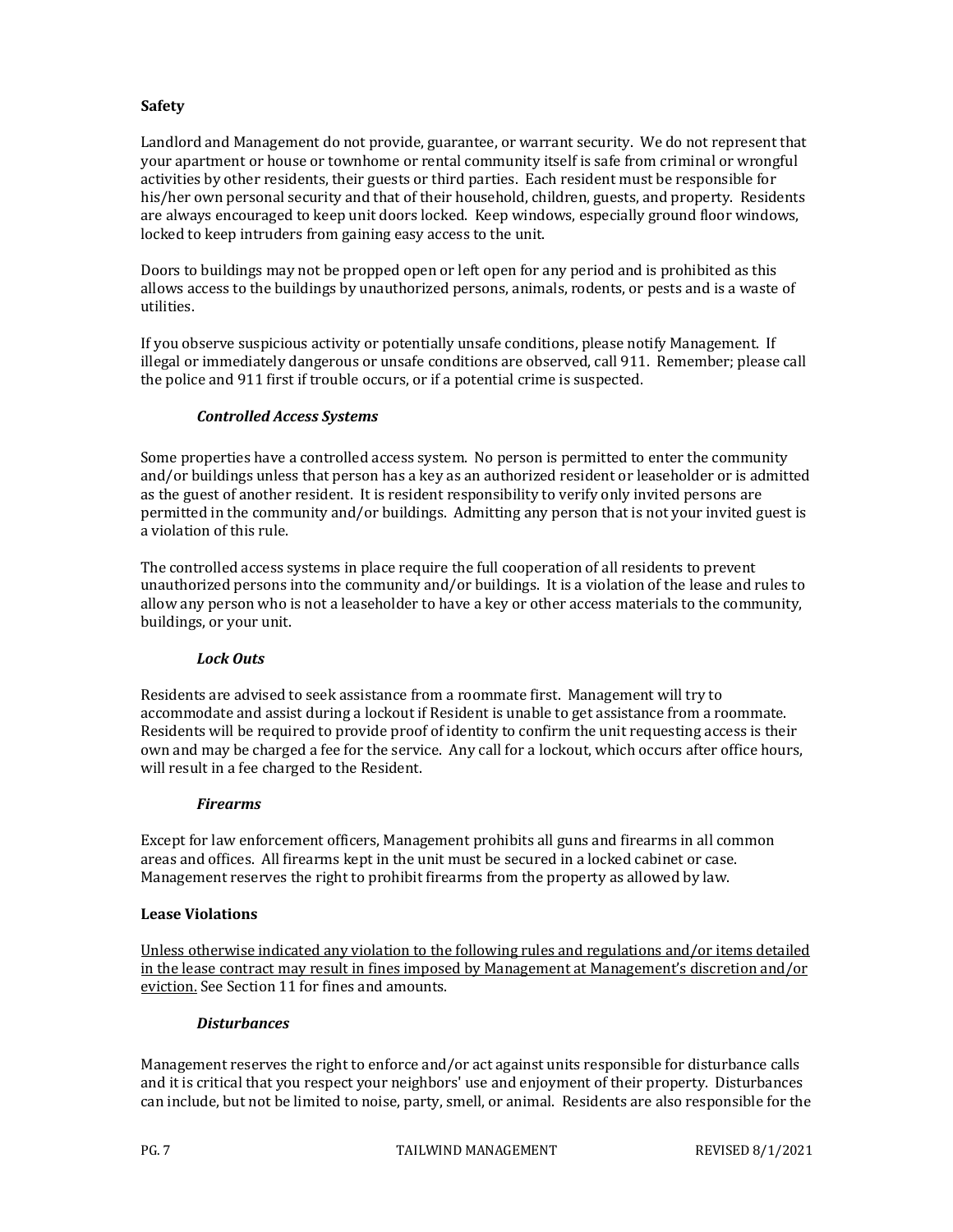**Safety**

Landlord and Management do not provide, guarantee, or warrant security. We do not represent that your apartment or house or townhome or rental community itself is safe from criminal or wrongful activities by other residents, their guests or third parties. Each resident must be responsible for his/her own personal security and that of their household, children, guests, and property. Residents are always encouraged to keep unit doors locked. Keep windows, especially ground floor windows, locked to keep intruders from gaining easy access to the unit.

Doors to buildings may not be propped open or left open for any period and is prohibited as this allows access to the buildings by unauthorized persons, animals, rodents, or pests and is a waste of utilities.

If you observe suspicious activity or potentially unsafe conditions, please notify Management. If illegal or immediately dangerous or unsafe conditions are observed, call 911. Remember; please call the police and 911 first if trouble occurs, or if a potential crime is suspected.

***Controlled Access Systems***

Some properties have a controlled access system. No person is permitted to enter the community and/or buildings unless that person has a key as an authorized resident or leaseholder or is admitted as the guest of another resident. It is resident responsibility to verify only invited persons are permitted in the community and/or buildings. Admitting any person that is not your invited guest is a violation of this rule.

The controlled access systems in place require the full cooperation of all residents to prevent unauthorized persons into the community and/or buildings. It is a violation of the lease and rules to allow any person who is not a leaseholder to have a key or other access materials to the community, buildings, or your unit.

***Lock Outs***

Residents are advised to seek assistance from a roommate first. Management will try to accommodate and assist during a lockout if Resident is unable to get assistance from a roommate. Residents will be required to provide proof of identity to confirm the unit requesting access is their own and may be charged a fee for the service. Any call for a lockout, which occurs after office hours, will result in a fee charged to the Resident.

***Firearms***

Except for law enforcement officers, Management prohibits all guns and firearms in all common areas and offices. All firearms kept in the unit must be secured in a locked cabinet or case. Management reserves the right to prohibit firearms from the property as allowed by law.

**Lease Violations**

<u>Unless otherwise indicated any violation to the following rules and regulations and/or items detailed in the lease contract may result in fines imposed by Management at Management's discretion and/or eviction.</u> See Section 11 for fines and amounts.

***Disturbances***

Management reserves the right to enforce and/or act against units responsible for disturbance calls and it is critical that you respect your neighbors' use and enjoyment of their property. Disturbances can include, but not be limited to noise, party, smell, or animal. Residents are also responsible for the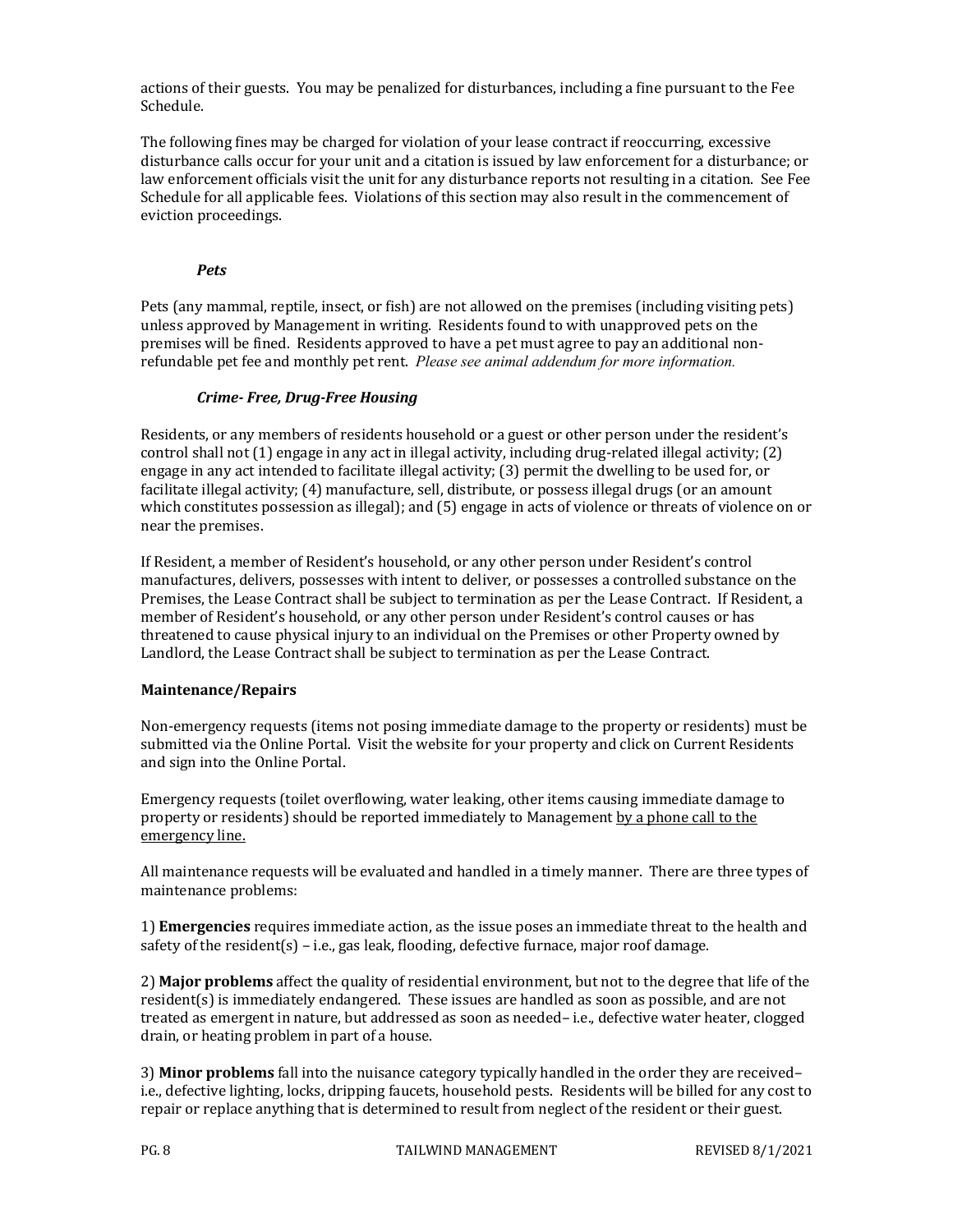actions of their guests. You may be penalized for disturbances, including a fine pursuant to the Fee Schedule.

The following fines may be charged for violation of your lease contract if reoccurring, excessive disturbance calls occur for your unit and a citation is issued by law enforcement for a disturbance; or law enforcement officials visit the unit for any disturbance reports not resulting in a citation. See Fee Schedule for all applicable fees. Violations of this section may also result in the commencement of eviction proceedings.

### *Pets*

Pets (any mammal, reptile, insect, or fish) are not allowed on the premises (including visiting pets) unless approved by Management in writing. Residents found to with unapproved pets on the premises will be fined. Residents approved to have a pet must agree to pay an additional non-refundable pet fee and monthly pet rent. *Please see animal addendum for more information.*

### *Crime- Free, Drug-Free Housing*

Residents, or any members of residents household or a guest or other person under the resident's control shall not (1) engage in any act in illegal activity, including drug-related illegal activity; (2) engage in any act intended to facilitate illegal activity; (3) permit the dwelling to be used for, or facilitate illegal activity; (4) manufacture, sell, distribute, or possess illegal drugs (or an amount which constitutes possession as illegal); and (5) engage in acts of violence or threats of violence on or near the premises.

If Resident, a member of Resident's household, or any other person under Resident's control manufactures, delivers, possesses with intent to deliver, or possesses a controlled substance on the Premises, the Lease Contract shall be subject to termination as per the Lease Contract. If Resident, a member of Resident's household, or any other person under Resident's control causes or has threatened to cause physical injury to an individual on the Premises or other Property owned by Landlord, the Lease Contract shall be subject to termination as per the Lease Contract.

## **Maintenance/Repairs**

Non-emergency requests (items not posing immediate damage to the property or residents) must be submitted via the Online Portal. Visit the website for your property and click on Current Residents and sign into the Online Portal.

Emergency requests (toilet overflowing, water leaking, other items causing immediate damage to property or residents) should be reported immediately to Management <u>by a phone call to the emergency line.</u>

All maintenance requests will be evaluated and handled in a timely manner. There are three types of maintenance problems:

1) **Emergencies** requires immediate action, as the issue poses an immediate threat to the health and safety of the resident(s) – i.e., gas leak, flooding, defective furnace, major roof damage.

2) **Major problems** affect the quality of residential environment, but not to the degree that life of the resident(s) is immediately endangered. These issues are handled as soon as possible, and are not treated as emergent in nature, but addressed as soon as needed– i.e., defective water heater, clogged drain, or heating problem in part of a house.

3) **Minor problems** fall into the nuisance category typically handled in the order they are received– i.e., defective lighting, locks, dripping faucets, household pests. Residents will be billed for any cost to repair or replace anything that is determined to result from neglect of the resident or their guest.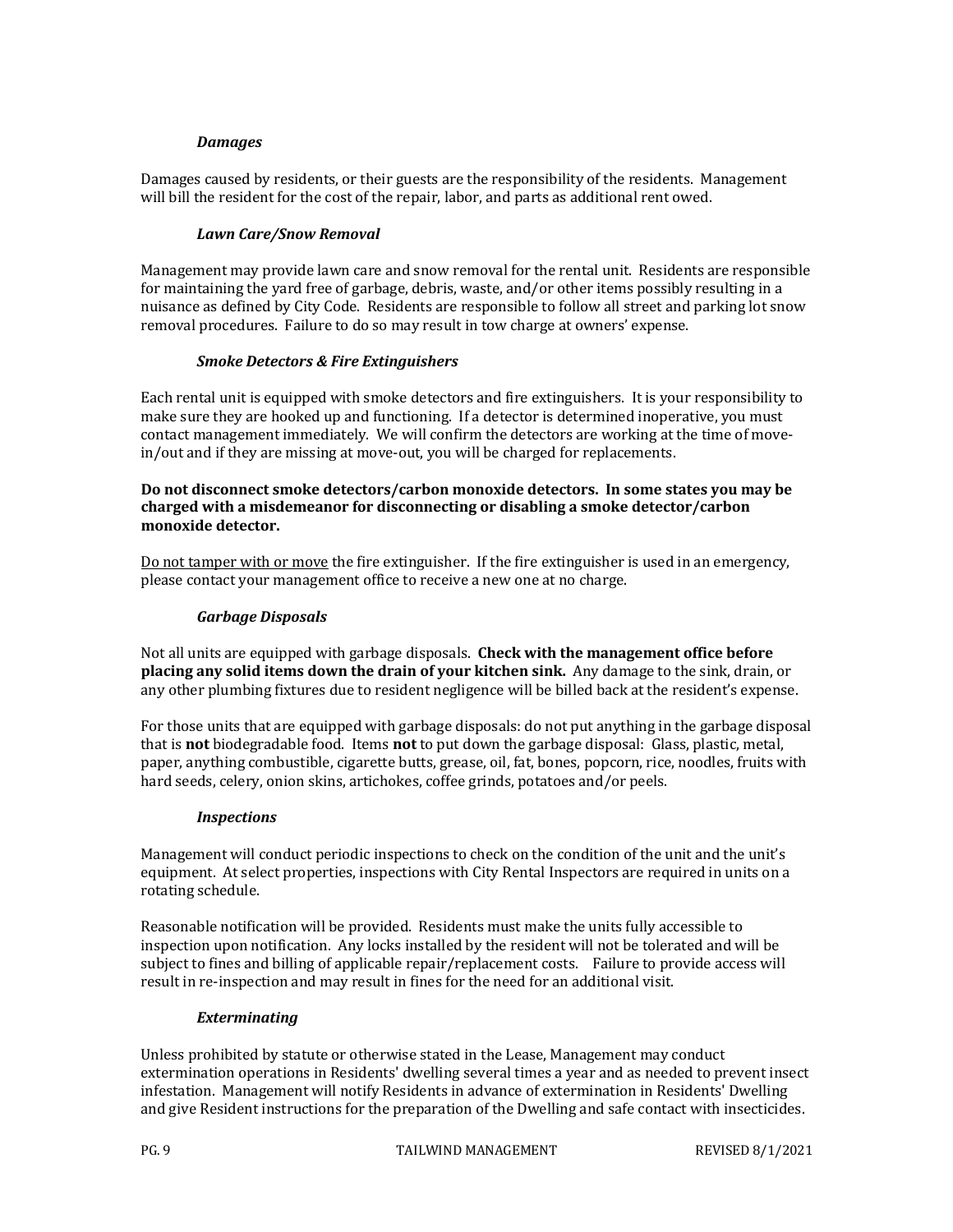### *Damages*

Damages caused by residents, or their guests are the responsibility of the residents. Management will bill the resident for the cost of the repair, labor, and parts as additional rent owed.

### *Lawn Care/Snow Removal*

Management may provide lawn care and snow removal for the rental unit. Residents are responsible for maintaining the yard free of garbage, debris, waste, and/or other items possibly resulting in a nuisance as defined by City Code. Residents are responsible to follow all street and parking lot snow removal procedures. Failure to do so may result in tow charge at owners' expense.

### *Smoke Detectors & Fire Extinguishers*

Each rental unit is equipped with smoke detectors and fire extinguishers. It is your responsibility to make sure they are hooked up and functioning. If a detector is determined inoperative, you must contact management immediately. We will confirm the detectors are working at the time of move-in/out and if they are missing at move-out, you will be charged for replacements.

**Do not disconnect smoke detectors/carbon monoxide detectors. In some states you may be charged with a misdemeanor for disconnecting or disabling a smoke detector/carbon monoxide detector.**

<u>Do not tamper with or move</u> the fire extinguisher. If the fire extinguisher is used in an emergency, please contact your management office to receive a new one at no charge.

### *Garbage Disposals*

Not all units are equipped with garbage disposals. **Check with the management office before placing any solid items down the drain of your kitchen sink.** Any damage to the sink, drain, or any other plumbing fixtures due to resident negligence will be billed back at the resident's expense.

For those units that are equipped with garbage disposals: do not put anything in the garbage disposal that is **not** biodegradable food. Items **not** to put down the garbage disposal: Glass, plastic, metal, paper, anything combustible, cigarette butts, grease, oil, fat, bones, popcorn, rice, noodles, fruits with hard seeds, celery, onion skins, artichokes, coffee grinds, potatoes and/or peels.

### *Inspections*

Management will conduct periodic inspections to check on the condition of the unit and the unit's equipment. At select properties, inspections with City Rental Inspectors are required in units on a rotating schedule.

Reasonable notification will be provided. Residents must make the units fully accessible to inspection upon notification. Any locks installed by the resident will not be tolerated and will be subject to fines and billing of applicable repair/replacement costs. Failure to provide access will result in re-inspection and may result in fines for the need for an additional visit.

### *Exterminating*

Unless prohibited by statute or otherwise stated in the Lease, Management may conduct extermination operations in Residents' dwelling several times a year and as needed to prevent insect infestation. Management will notify Residents in advance of extermination in Residents' Dwelling and give Resident instructions for the preparation of the Dwelling and safe contact with insecticides.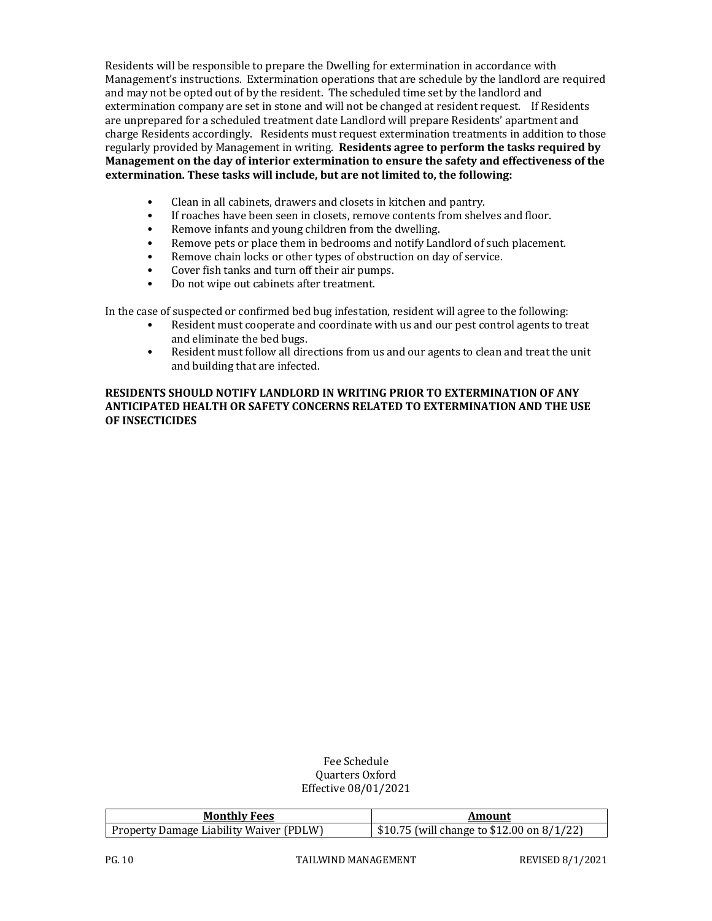Residents will be responsible to prepare the Dwelling for extermination in accordance with Management's instructions. Extermination operations that are schedule by the landlord are required and may not be opted out of by the resident. The scheduled time set by the landlord and extermination company are set in stone and will not be changed at resident request. If Residents are unprepared for a scheduled treatment date Landlord will prepare Residents' apartment and charge Residents accordingly. Residents must request extermination treatments in addition to those regularly provided by Management in writing. **Residents agree to perform the tasks required by Management on the day of interior extermination to ensure the safety and effectiveness of the extermination. These tasks will include, but are not limited to, the following:**

- Clean in all cabinets, drawers and closets in kitchen and pantry.
- If roaches have been seen in closets, remove contents from shelves and floor.
- Remove infants and young children from the dwelling.
- Remove pets or place them in bedrooms and notify Landlord of such placement.
- Remove chain locks or other types of obstruction on day of service.
- Cover fish tanks and turn off their air pumps.
- Do not wipe out cabinets after treatment.

In the case of suspected or confirmed bed bug infestation, resident will agree to the following:

- Resident must cooperate and coordinate with us and our pest control agents to treat and eliminate the bed bugs.
- Resident must follow all directions from us and our agents to clean and treat the unit and building that are infected.

**RESIDENTS SHOULD NOTIFY LANDLORD IN WRITING PRIOR TO EXTERMINATION OF ANY ANTICIPATED HEALTH OR SAFETY CONCERNS RELATED TO EXTERMINATION AND THE USE OF INSECTICIDES**

Fee Schedule
Quarters Oxford
Effective 08/01/2021

| **Monthly Fees** | **Amount** |
| --- | --- |
| Property Damage Liability Waiver (PDLW) | $10.75 (will change to $12.00 on 8/1/22) |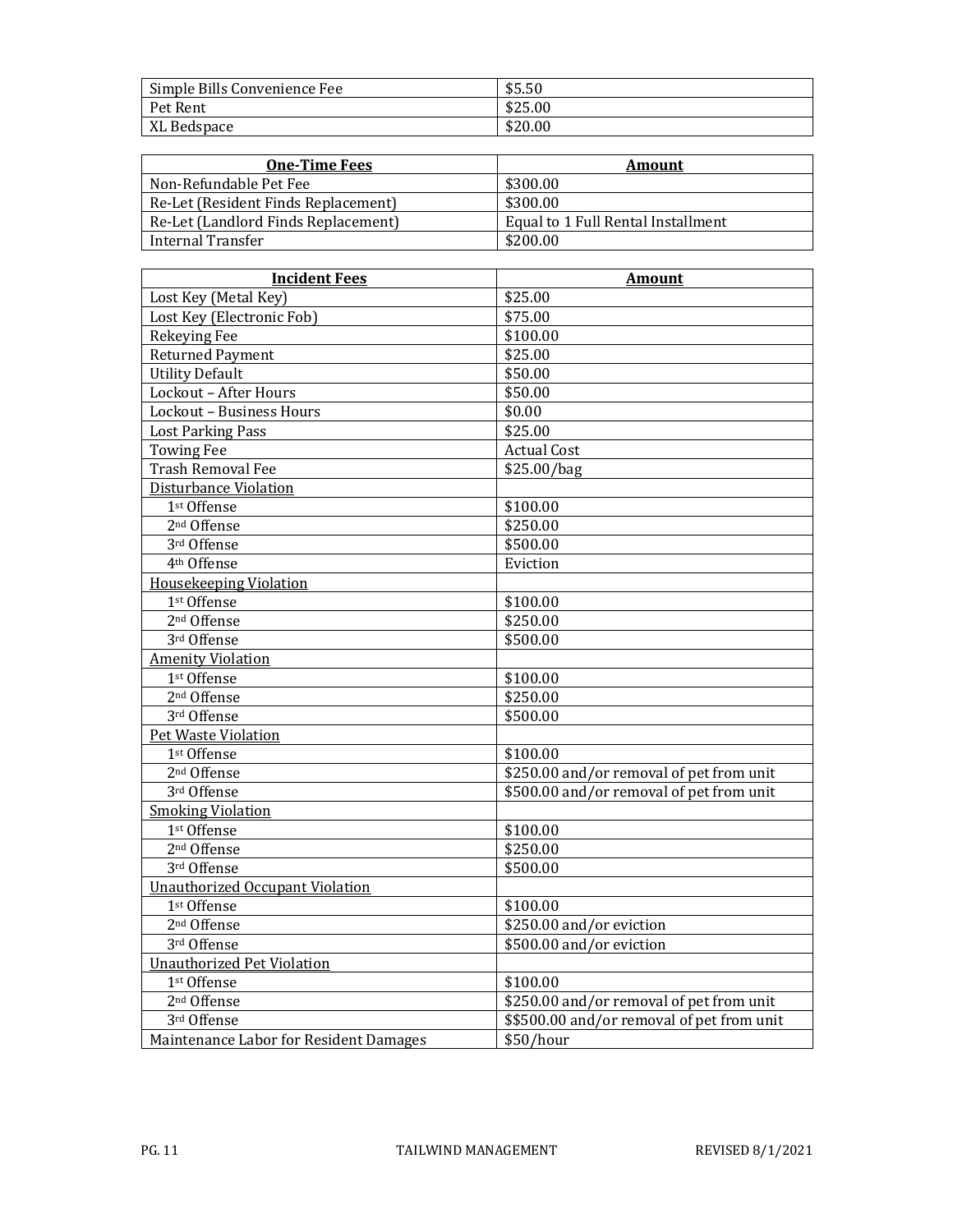| | |
|---|---|
| Simple Bills Convenience Fee | $5.50 |
| Pet Rent | $25.00 |
| XL Bedspace | $20.00 |

| **One-Time Fees** | **Amount** |
|---|---|
| Non-Refundable Pet Fee | $300.00 |
| Re-Let (Resident Finds Replacement) | $300.00 |
| Re-Let (Landlord Finds Replacement) | Equal to 1 Full Rental Installment |
| Internal Transfer | $200.00 |

| **Incident Fees** | **Amount** |
|---|---|
| Lost Key (Metal Key) | $25.00 |
| Lost Key (Electronic Fob) | $75.00 |
| Rekeying Fee | $100.00 |
| Returned Payment | $25.00 |
| Utility Default | $50.00 |
| Lockout – After Hours | $50.00 |
| Lockout – Business Hours | $0.00 |
| Lost Parking Pass | $25.00 |
| Towing Fee | Actual Cost |
| Trash Removal Fee | $25.00/bag |
| Disturbance Violation | |
| 1st Offense | $100.00 |
| 2nd Offense | $250.00 |
| 3rd Offense | $500.00 |
| 4th Offense | Eviction |
| Housekeeping Violation | |
| 1st Offense | $100.00 |
| 2nd Offense | $250.00 |
| 3rd Offense | $500.00 |
| Amenity Violation | |
| 1st Offense | $100.00 |
| 2nd Offense | $250.00 |
| 3rd Offense | $500.00 |
| Pet Waste Violation | |
| 1st Offense | $100.00 |
| 2nd Offense | $250.00 and/or removal of pet from unit |
| 3rd Offense | $500.00 and/or removal of pet from unit |
| Smoking Violation | |
| 1st Offense | $100.00 |
| 2nd Offense | $250.00 |
| 3rd Offense | $500.00 |
| Unauthorized Occupant Violation | |
| 1st Offense | $100.00 |
| 2nd Offense | $250.00 and/or eviction |
| 3rd Offense | $500.00 and/or eviction |
| Unauthorized Pet Violation | |
| 1st Offense | $100.00 |
| 2nd Offense | $250.00 and/or removal of pet from unit |
| 3rd Offense | $$500.00 and/or removal of pet from unit |
| Maintenance Labor for Resident Damages | $50/hour |